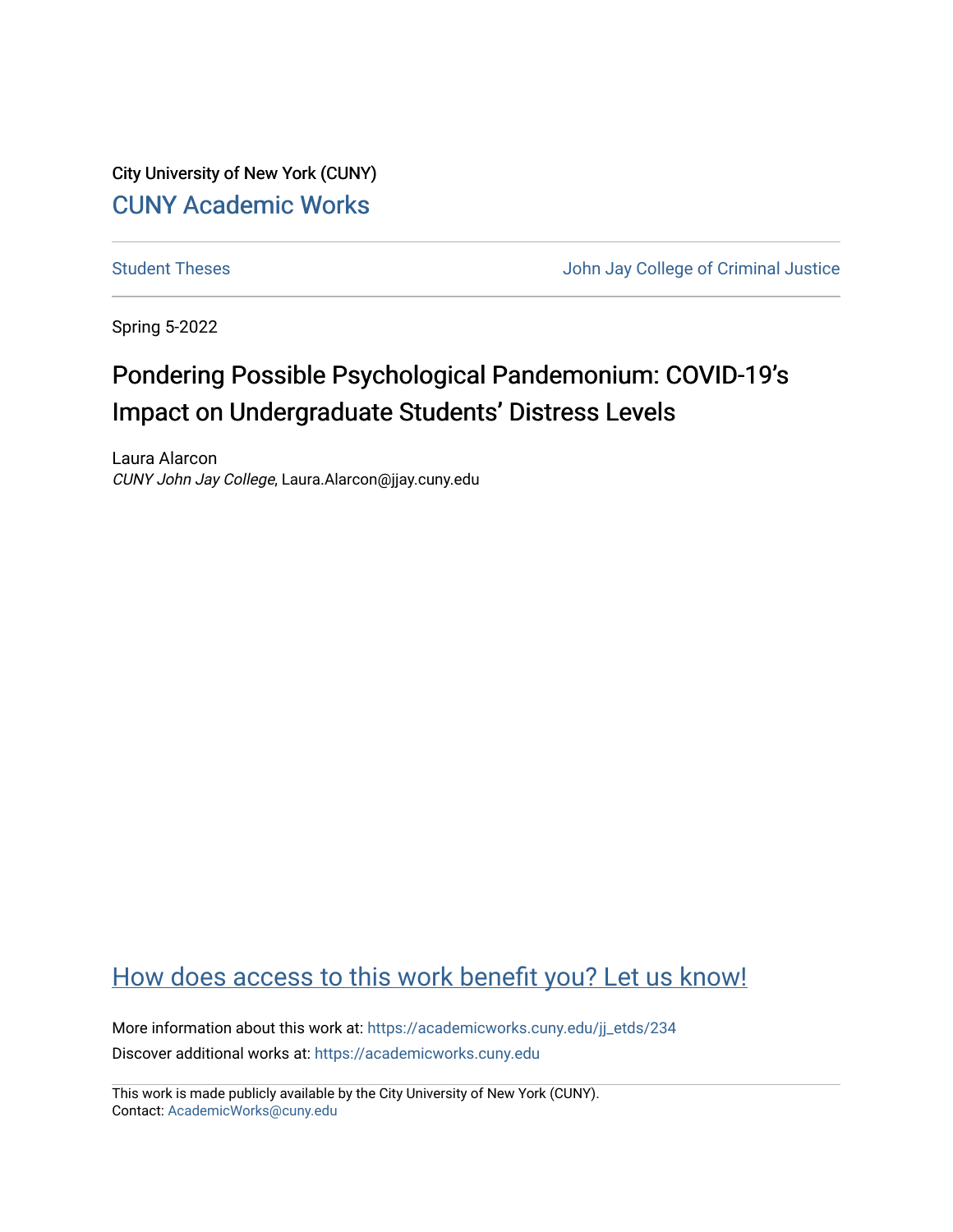City University of New York (CUNY)

CUNY Academic Works

Student Theses | John Jay College of Criminal Justice

Spring 5-2022

# Pondering Possible Psychological Pandemonium: COVID-19's Impact on Undergraduate Students' Distress Levels

Laura Alarcon
*CUNY John Jay College*, Laura.Alarcon@jjay.cuny.edu

How does access to this work benefit you? Let us know!

More information about this work at: https://academicworks.cuny.edu/jj_etds/234

Discover additional works at: https://academicworks.cuny.edu

This work is made publicly available by the City University of New York (CUNY).
Contact: AcademicWorks@cuny.edu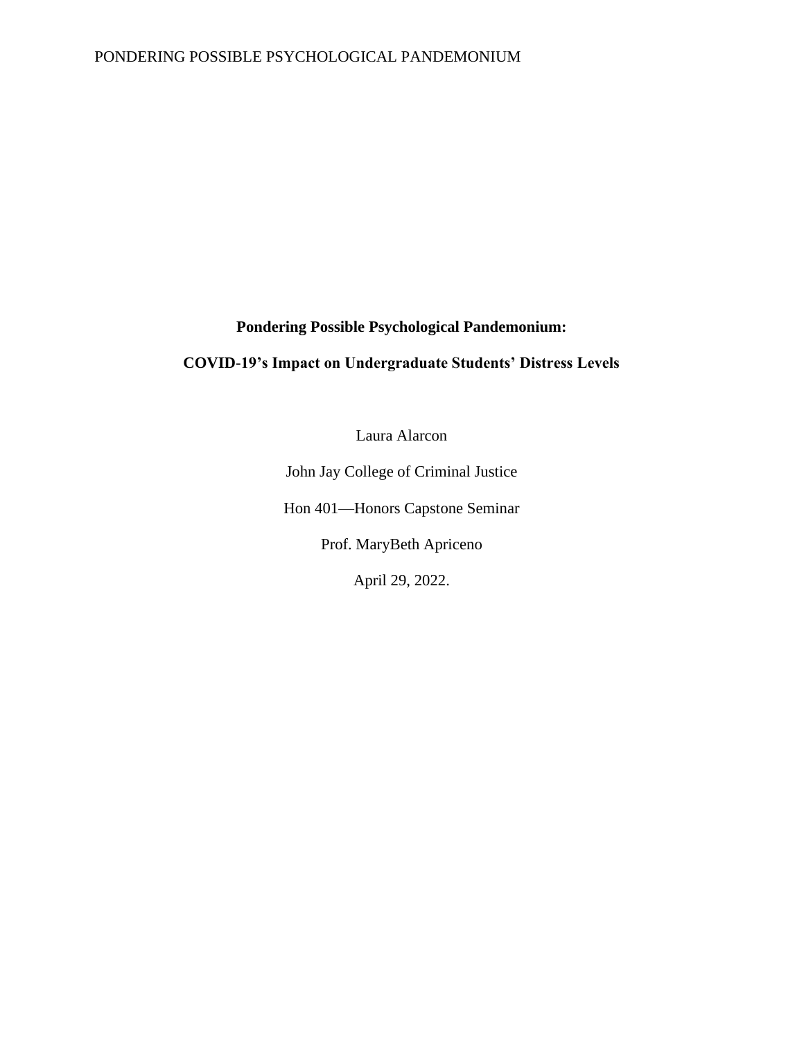**Pondering Possible Psychological Pandemonium:**

**COVID-19's Impact on Undergraduate Students' Distress Levels**

Laura Alarcon

John Jay College of Criminal Justice

Hon 401—Honors Capstone Seminar

Prof. MaryBeth Apriceno

April 29, 2022.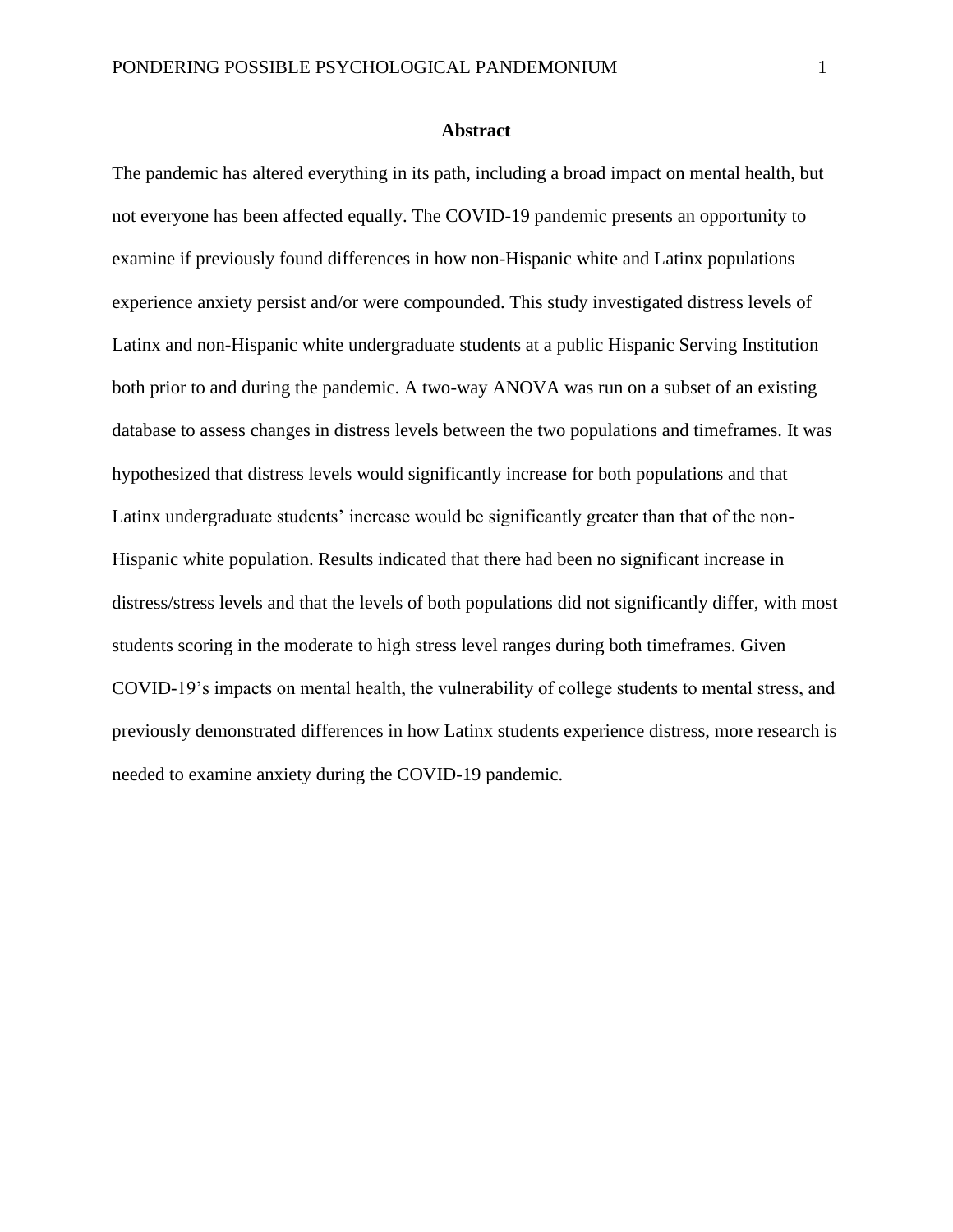# Abstract

The pandemic has altered everything in its path, including a broad impact on mental health, but not everyone has been affected equally. The COVID-19 pandemic presents an opportunity to examine if previously found differences in how non-Hispanic white and Latinx populations experience anxiety persist and/or were compounded. This study investigated distress levels of Latinx and non-Hispanic white undergraduate students at a public Hispanic Serving Institution both prior to and during the pandemic. A two-way ANOVA was run on a subset of an existing database to assess changes in distress levels between the two populations and timeframes. It was hypothesized that distress levels would significantly increase for both populations and that Latinx undergraduate students' increase would be significantly greater than that of the non-Hispanic white population. Results indicated that there had been no significant increase in distress/stress levels and that the levels of both populations did not significantly differ, with most students scoring in the moderate to high stress level ranges during both timeframes. Given COVID-19's impacts on mental health, the vulnerability of college students to mental stress, and previously demonstrated differences in how Latinx students experience distress, more research is needed to examine anxiety during the COVID-19 pandemic.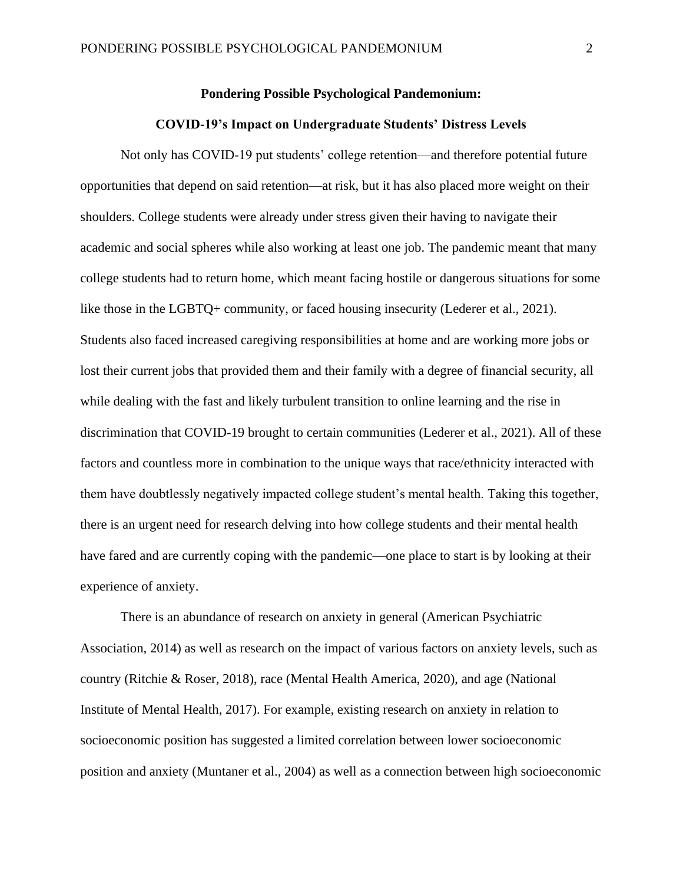**Pondering Possible Psychological Pandemonium:**

**COVID-19's Impact on Undergraduate Students' Distress Levels**

Not only has COVID-19 put students' college retention—and therefore potential future opportunities that depend on said retention—at risk, but it has also placed more weight on their shoulders. College students were already under stress given their having to navigate their academic and social spheres while also working at least one job. The pandemic meant that many college students had to return home, which meant facing hostile or dangerous situations for some like those in the LGBTQ+ community, or faced housing insecurity (Lederer et al., 2021). Students also faced increased caregiving responsibilities at home and are working more jobs or lost their current jobs that provided them and their family with a degree of financial security, all while dealing with the fast and likely turbulent transition to online learning and the rise in discrimination that COVID-19 brought to certain communities (Lederer et al., 2021). All of these factors and countless more in combination to the unique ways that race/ethnicity interacted with them have doubtlessly negatively impacted college student's mental health. Taking this together, there is an urgent need for research delving into how college students and their mental health have fared and are currently coping with the pandemic—one place to start is by looking at their experience of anxiety.

There is an abundance of research on anxiety in general (American Psychiatric Association, 2014) as well as research on the impact of various factors on anxiety levels, such as country (Ritchie & Roser, 2018), race (Mental Health America, 2020), and age (National Institute of Mental Health, 2017). For example, existing research on anxiety in relation to socioeconomic position has suggested a limited correlation between lower socioeconomic position and anxiety (Muntaner et al., 2004) as well as a connection between high socioeconomic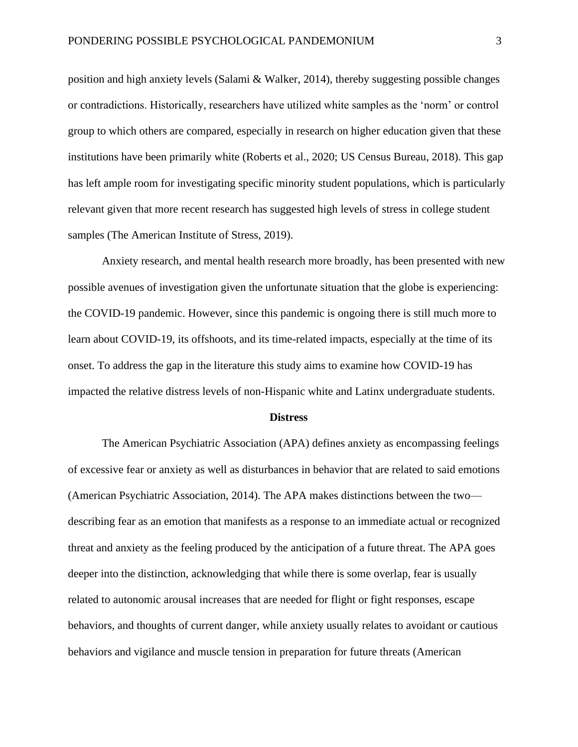position and high anxiety levels (Salami & Walker, 2014), thereby suggesting possible changes or contradictions. Historically, researchers have utilized white samples as the 'norm' or control group to which others are compared, especially in research on higher education given that these institutions have been primarily white (Roberts et al., 2020; US Census Bureau, 2018). This gap has left ample room for investigating specific minority student populations, which is particularly relevant given that more recent research has suggested high levels of stress in college student samples (The American Institute of Stress, 2019).

Anxiety research, and mental health research more broadly, has been presented with new possible avenues of investigation given the unfortunate situation that the globe is experiencing: the COVID-19 pandemic. However, since this pandemic is ongoing there is still much more to learn about COVID-19, its offshoots, and its time-related impacts, especially at the time of its onset. To address the gap in the literature this study aims to examine how COVID-19 has impacted the relative distress levels of non-Hispanic white and Latinx undergraduate students.

## Distress

The American Psychiatric Association (APA) defines anxiety as encompassing feelings of excessive fear or anxiety as well as disturbances in behavior that are related to said emotions (American Psychiatric Association, 2014). The APA makes distinctions between the two—describing fear as an emotion that manifests as a response to an immediate actual or recognized threat and anxiety as the feeling produced by the anticipation of a future threat. The APA goes deeper into the distinction, acknowledging that while there is some overlap, fear is usually related to autonomic arousal increases that are needed for flight or fight responses, escape behaviors, and thoughts of current danger, while anxiety usually relates to avoidant or cautious behaviors and vigilance and muscle tension in preparation for future threats (American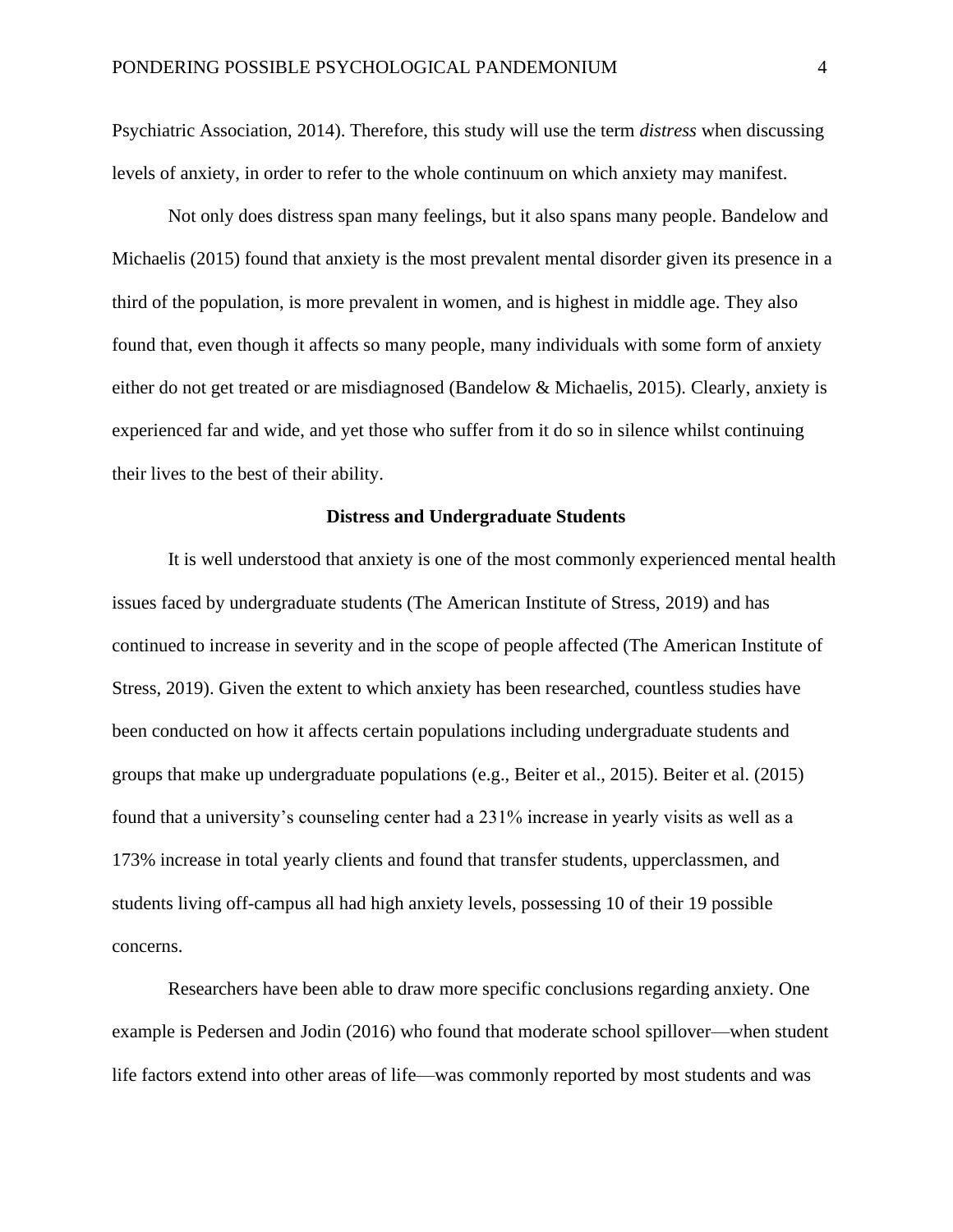Psychiatric Association, 2014). Therefore, this study will use the term *distress* when discussing levels of anxiety, in order to refer to the whole continuum on which anxiety may manifest.

Not only does distress span many feelings, but it also spans many people. Bandelow and Michaelis (2015) found that anxiety is the most prevalent mental disorder given its presence in a third of the population, is more prevalent in women, and is highest in middle age. They also found that, even though it affects so many people, many individuals with some form of anxiety either do not get treated or are misdiagnosed (Bandelow & Michaelis, 2015). Clearly, anxiety is experienced far and wide, and yet those who suffer from it do so in silence whilst continuing their lives to the best of their ability.

## Distress and Undergraduate Students

It is well understood that anxiety is one of the most commonly experienced mental health issues faced by undergraduate students (The American Institute of Stress, 2019) and has continued to increase in severity and in the scope of people affected (The American Institute of Stress, 2019). Given the extent to which anxiety has been researched, countless studies have been conducted on how it affects certain populations including undergraduate students and groups that make up undergraduate populations (e.g., Beiter et al., 2015). Beiter et al. (2015) found that a university's counseling center had a 231% increase in yearly visits as well as a 173% increase in total yearly clients and found that transfer students, upperclassmen, and students living off-campus all had high anxiety levels, possessing 10 of their 19 possible concerns.

Researchers have been able to draw more specific conclusions regarding anxiety. One example is Pedersen and Jodin (2016) who found that moderate school spillover—when student life factors extend into other areas of life—was commonly reported by most students and was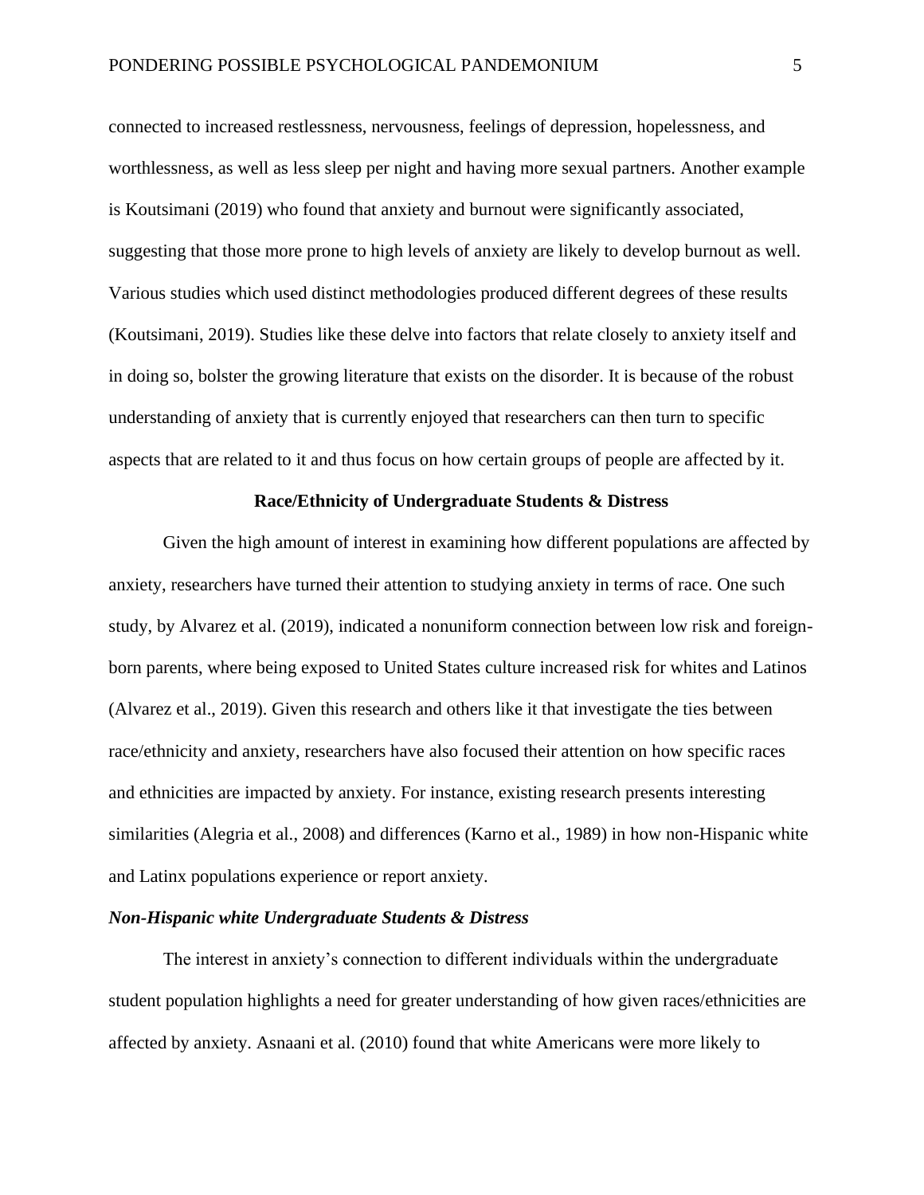connected to increased restlessness, nervousness, feelings of depression, hopelessness, and worthlessness, as well as less sleep per night and having more sexual partners. Another example is Koutsimani (2019) who found that anxiety and burnout were significantly associated, suggesting that those more prone to high levels of anxiety are likely to develop burnout as well. Various studies which used distinct methodologies produced different degrees of these results (Koutsimani, 2019). Studies like these delve into factors that relate closely to anxiety itself and in doing so, bolster the growing literature that exists on the disorder. It is because of the robust understanding of anxiety that is currently enjoyed that researchers can then turn to specific aspects that are related to it and thus focus on how certain groups of people are affected by it.

## Race/Ethnicity of Undergraduate Students & Distress

Given the high amount of interest in examining how different populations are affected by anxiety, researchers have turned their attention to studying anxiety in terms of race. One such study, by Alvarez et al. (2019), indicated a nonuniform connection between low risk and foreign-born parents, where being exposed to United States culture increased risk for whites and Latinos (Alvarez et al., 2019). Given this research and others like it that investigate the ties between race/ethnicity and anxiety, researchers have also focused their attention on how specific races and ethnicities are impacted by anxiety. For instance, existing research presents interesting similarities (Alegria et al., 2008) and differences (Karno et al., 1989) in how non-Hispanic white and Latinx populations experience or report anxiety.

### *Non-Hispanic white Undergraduate Students & Distress*

The interest in anxiety's connection to different individuals within the undergraduate student population highlights a need for greater understanding of how given races/ethnicities are affected by anxiety. Asnaani et al. (2010) found that white Americans were more likely to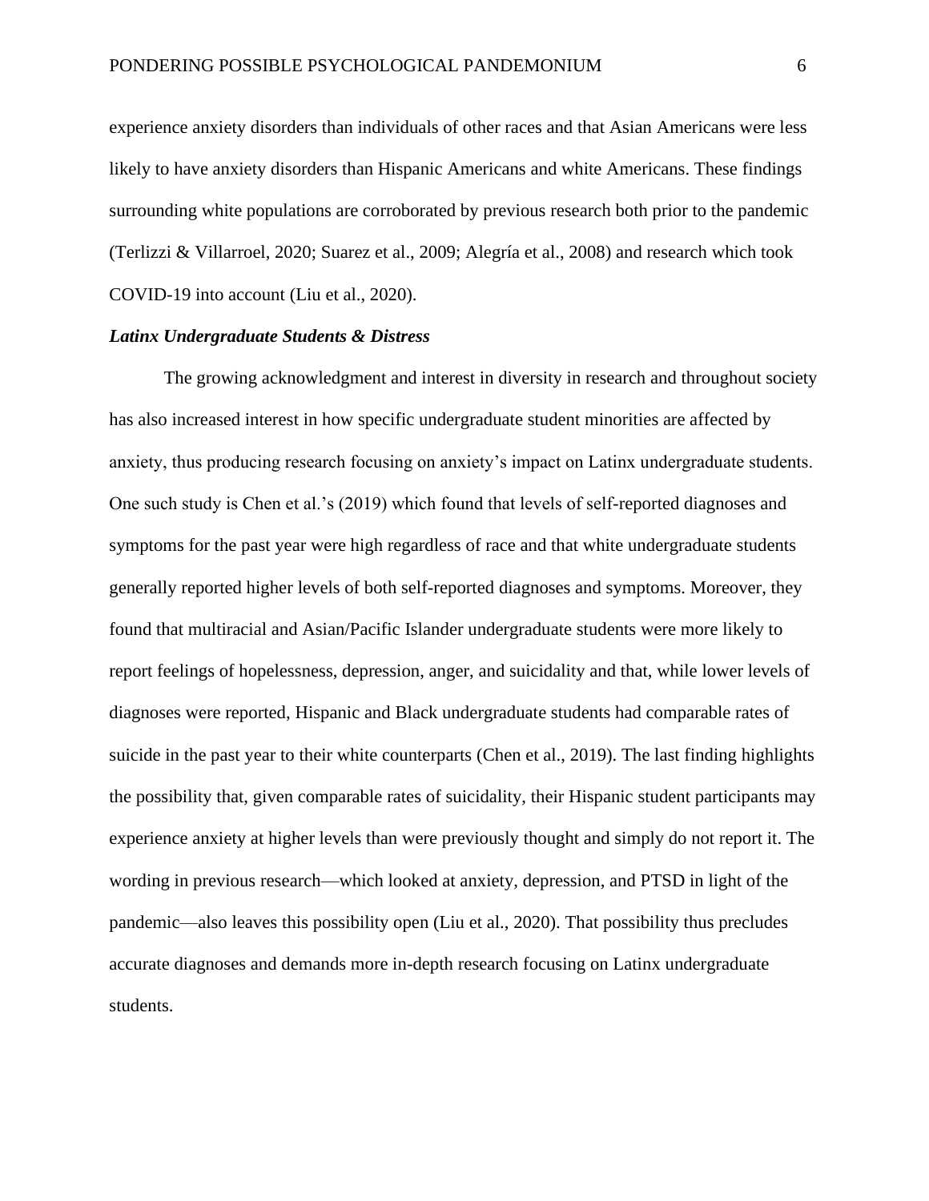experience anxiety disorders than individuals of other races and that Asian Americans were less likely to have anxiety disorders than Hispanic Americans and white Americans. These findings surrounding white populations are corroborated by previous research both prior to the pandemic (Terlizzi & Villarroel, 2020; Suarez et al., 2009; Alegría et al., 2008) and research which took COVID-19 into account (Liu et al., 2020).

### ***Latinx Undergraduate Students & Distress***

The growing acknowledgment and interest in diversity in research and throughout society has also increased interest in how specific undergraduate student minorities are affected by anxiety, thus producing research focusing on anxiety's impact on Latinx undergraduate students. One such study is Chen et al.'s (2019) which found that levels of self-reported diagnoses and symptoms for the past year were high regardless of race and that white undergraduate students generally reported higher levels of both self-reported diagnoses and symptoms. Moreover, they found that multiracial and Asian/Pacific Islander undergraduate students were more likely to report feelings of hopelessness, depression, anger, and suicidality and that, while lower levels of diagnoses were reported, Hispanic and Black undergraduate students had comparable rates of suicide in the past year to their white counterparts (Chen et al., 2019). The last finding highlights the possibility that, given comparable rates of suicidality, their Hispanic student participants may experience anxiety at higher levels than were previously thought and simply do not report it. The wording in previous research—which looked at anxiety, depression, and PTSD in light of the pandemic—also leaves this possibility open (Liu et al., 2020). That possibility thus precludes accurate diagnoses and demands more in-depth research focusing on Latinx undergraduate students.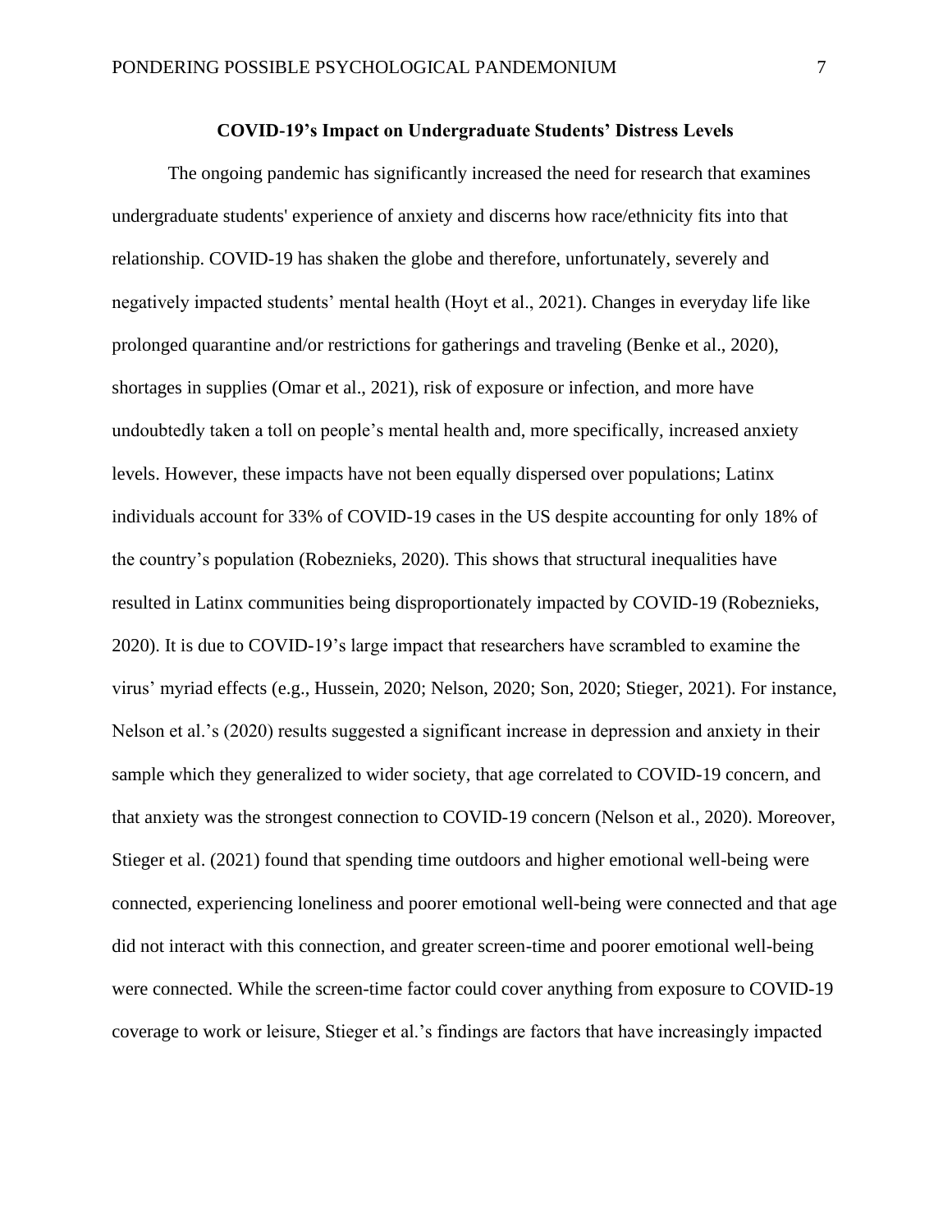## COVID-19's Impact on Undergraduate Students' Distress Levels

The ongoing pandemic has significantly increased the need for research that examines undergraduate students' experience of anxiety and discerns how race/ethnicity fits into that relationship. COVID-19 has shaken the globe and therefore, unfortunately, severely and negatively impacted students' mental health (Hoyt et al., 2021). Changes in everyday life like prolonged quarantine and/or restrictions for gatherings and traveling (Benke et al., 2020), shortages in supplies (Omar et al., 2021), risk of exposure or infection, and more have undoubtedly taken a toll on people's mental health and, more specifically, increased anxiety levels. However, these impacts have not been equally dispersed over populations; Latinx individuals account for 33% of COVID-19 cases in the US despite accounting for only 18% of the country's population (Robeznieks, 2020). This shows that structural inequalities have resulted in Latinx communities being disproportionately impacted by COVID-19 (Robeznieks, 2020). It is due to COVID-19's large impact that researchers have scrambled to examine the virus' myriad effects (e.g., Hussein, 2020; Nelson, 2020; Son, 2020; Stieger, 2021). For instance, Nelson et al.'s (2020) results suggested a significant increase in depression and anxiety in their sample which they generalized to wider society, that age correlated to COVID-19 concern, and that anxiety was the strongest connection to COVID-19 concern (Nelson et al., 2020). Moreover, Stieger et al. (2021) found that spending time outdoors and higher emotional well-being were connected, experiencing loneliness and poorer emotional well-being were connected and that age did not interact with this connection, and greater screen-time and poorer emotional well-being were connected. While the screen-time factor could cover anything from exposure to COVID-19 coverage to work or leisure, Stieger et al.'s findings are factors that have increasingly impacted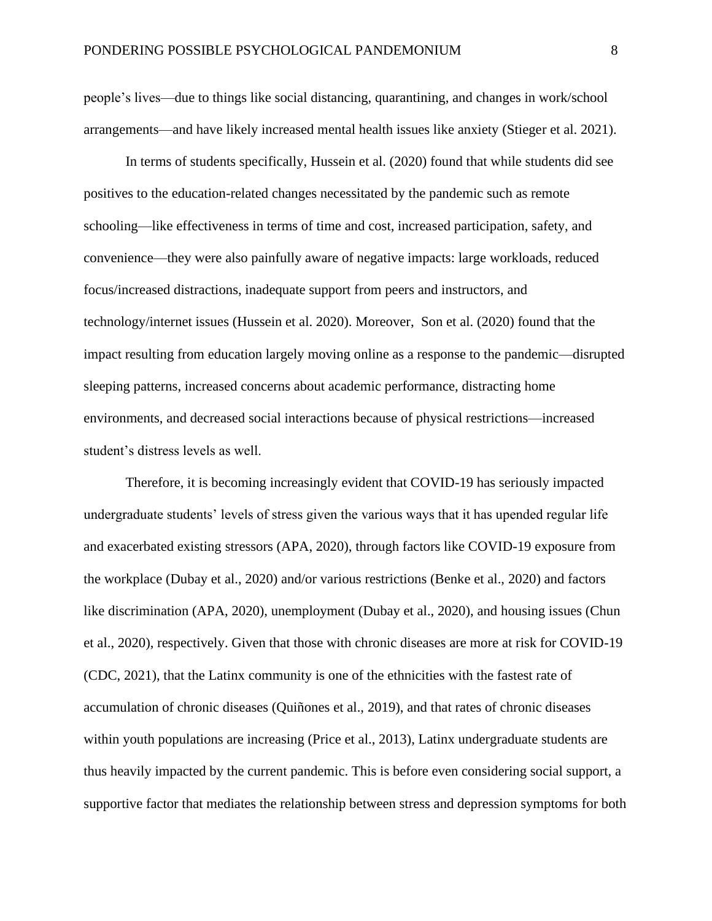people's lives—due to things like social distancing, quarantining, and changes in work/school arrangements—and have likely increased mental health issues like anxiety (Stieger et al. 2021).

In terms of students specifically, Hussein et al. (2020) found that while students did see positives to the education-related changes necessitated by the pandemic such as remote schooling—like effectiveness in terms of time and cost, increased participation, safety, and convenience—they were also painfully aware of negative impacts: large workloads, reduced focus/increased distractions, inadequate support from peers and instructors, and technology/internet issues (Hussein et al. 2020). Moreover,  Son et al. (2020) found that the impact resulting from education largely moving online as a response to the pandemic—disrupted sleeping patterns, increased concerns about academic performance, distracting home environments, and decreased social interactions because of physical restrictions—increased student's distress levels as well.

Therefore, it is becoming increasingly evident that COVID-19 has seriously impacted undergraduate students' levels of stress given the various ways that it has upended regular life and exacerbated existing stressors (APA, 2020), through factors like COVID-19 exposure from the workplace (Dubay et al., 2020) and/or various restrictions (Benke et al., 2020) and factors like discrimination (APA, 2020), unemployment (Dubay et al., 2020), and housing issues (Chun et al., 2020), respectively. Given that those with chronic diseases are more at risk for COVID-19 (CDC, 2021), that the Latinx community is one of the ethnicities with the fastest rate of accumulation of chronic diseases (Quiñones et al., 2019), and that rates of chronic diseases within youth populations are increasing (Price et al., 2013), Latinx undergraduate students are thus heavily impacted by the current pandemic. This is before even considering social support, a supportive factor that mediates the relationship between stress and depression symptoms for both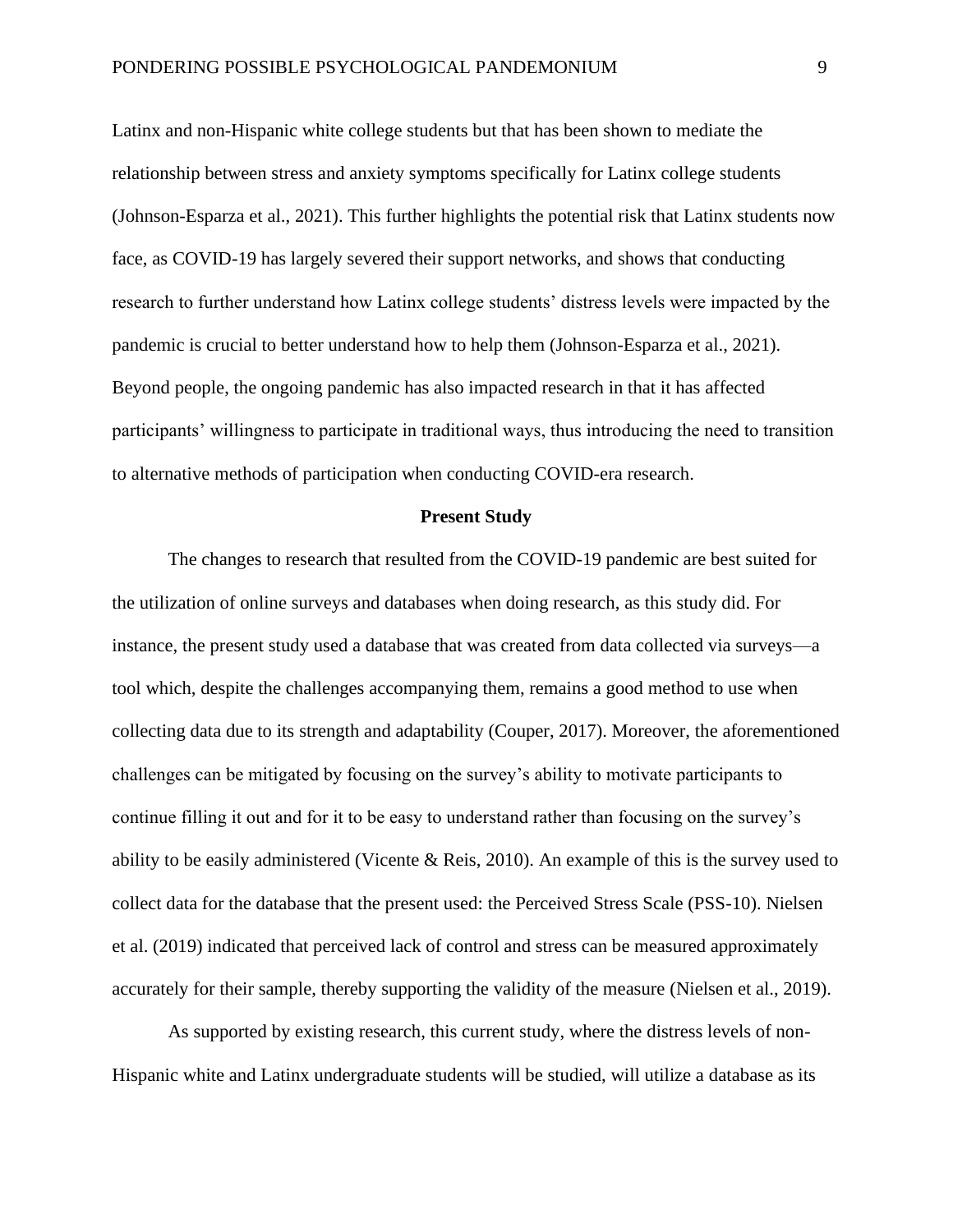Latinx and non-Hispanic white college students but that has been shown to mediate the relationship between stress and anxiety symptoms specifically for Latinx college students (Johnson-Esparza et al., 2021). This further highlights the potential risk that Latinx students now face, as COVID-19 has largely severed their support networks, and shows that conducting research to further understand how Latinx college students' distress levels were impacted by the pandemic is crucial to better understand how to help them (Johnson-Esparza et al., 2021). Beyond people, the ongoing pandemic has also impacted research in that it has affected participants' willingness to participate in traditional ways, thus introducing the need to transition to alternative methods of participation when conducting COVID-era research.

## Present Study

The changes to research that resulted from the COVID-19 pandemic are best suited for the utilization of online surveys and databases when doing research, as this study did. For instance, the present study used a database that was created from data collected via surveys—a tool which, despite the challenges accompanying them, remains a good method to use when collecting data due to its strength and adaptability (Couper, 2017). Moreover, the aforementioned challenges can be mitigated by focusing on the survey's ability to motivate participants to continue filling it out and for it to be easy to understand rather than focusing on the survey's ability to be easily administered (Vicente & Reis, 2010). An example of this is the survey used to collect data for the database that the present used: the Perceived Stress Scale (PSS-10). Nielsen et al. (2019) indicated that perceived lack of control and stress can be measured approximately accurately for their sample, thereby supporting the validity of the measure (Nielsen et al., 2019).

As supported by existing research, this current study, where the distress levels of non-Hispanic white and Latinx undergraduate students will be studied, will utilize a database as its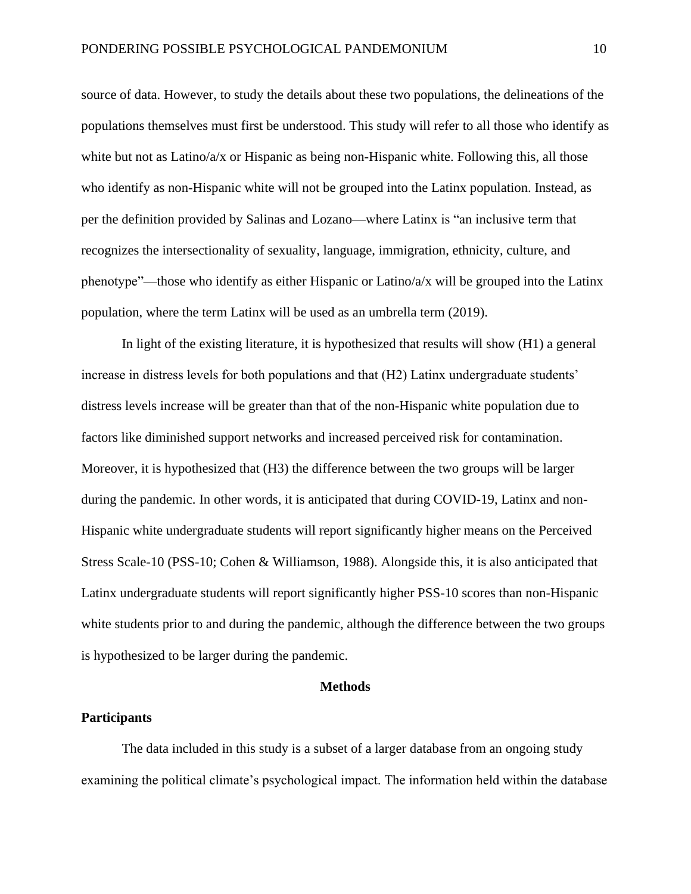source of data. However, to study the details about these two populations, the delineations of the populations themselves must first be understood. This study will refer to all those who identify as white but not as Latino/a/x or Hispanic as being non-Hispanic white. Following this, all those who identify as non-Hispanic white will not be grouped into the Latinx population. Instead, as per the definition provided by Salinas and Lozano—where Latinx is "an inclusive term that recognizes the intersectionality of sexuality, language, immigration, ethnicity, culture, and phenotype"—those who identify as either Hispanic or Latino/a/x will be grouped into the Latinx population, where the term Latinx will be used as an umbrella term (2019).

In light of the existing literature, it is hypothesized that results will show (H1) a general increase in distress levels for both populations and that (H2) Latinx undergraduate students' distress levels increase will be greater than that of the non-Hispanic white population due to factors like diminished support networks and increased perceived risk for contamination. Moreover, it is hypothesized that (H3) the difference between the two groups will be larger during the pandemic. In other words, it is anticipated that during COVID-19, Latinx and non-Hispanic white undergraduate students will report significantly higher means on the Perceived Stress Scale-10 (PSS-10; Cohen & Williamson, 1988). Alongside this, it is also anticipated that Latinx undergraduate students will report significantly higher PSS-10 scores than non-Hispanic white students prior to and during the pandemic, although the difference between the two groups is hypothesized to be larger during the pandemic.

## Methods

### Participants

The data included in this study is a subset of a larger database from an ongoing study examining the political climate's psychological impact. The information held within the database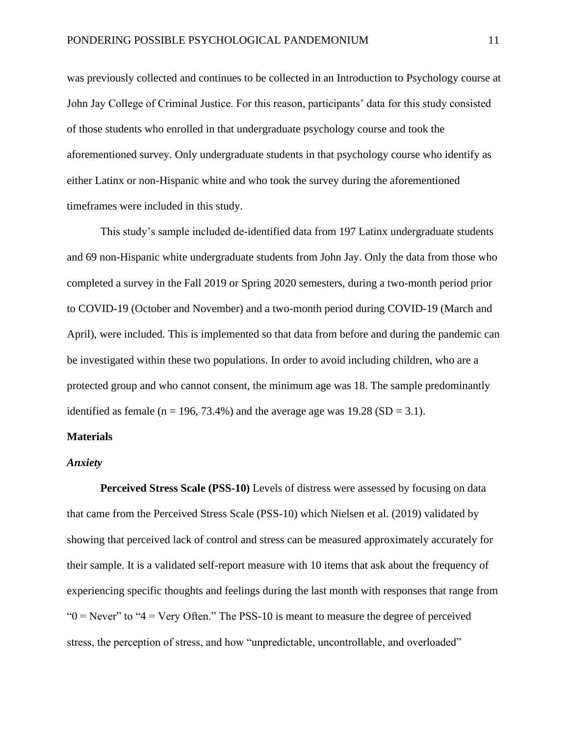was previously collected and continues to be collected in an Introduction to Psychology course at John Jay College of Criminal Justice. For this reason, participants' data for this study consisted of those students who enrolled in that undergraduate psychology course and took the aforementioned survey. Only undergraduate students in that psychology course who identify as either Latinx or non-Hispanic white and who took the survey during the aforementioned timeframes were included in this study.

This study's sample included de-identified data from 197 Latinx undergraduate students and 69 non-Hispanic white undergraduate students from John Jay. Only the data from those who completed a survey in the Fall 2019 or Spring 2020 semesters, during a two-month period prior to COVID-19 (October and November) and a two-month period during COVID-19 (March and April), were included. This is implemented so that data from before and during the pandemic can be investigated within these two populations. In order to avoid including children, who are a protected group and who cannot consent, the minimum age was 18. The sample predominantly identified as female ($n = 196$, 73.4%) and the average age was 19.28 ($SD = 3.1$).

## Materials

### *Anxiety*

**Perceived Stress Scale (PSS-10)** Levels of distress were assessed by focusing on data that came from the Perceived Stress Scale (PSS-10) which Nielsen et al. (2019) validated by showing that perceived lack of control and stress can be measured approximately accurately for their sample. It is a validated self-report measure with 10 items that ask about the frequency of experiencing specific thoughts and feelings during the last month with responses that range from "0 = Never" to "4 = Very Often." The PSS-10 is meant to measure the degree of perceived stress, the perception of stress, and how "unpredictable, uncontrollable, and overloaded"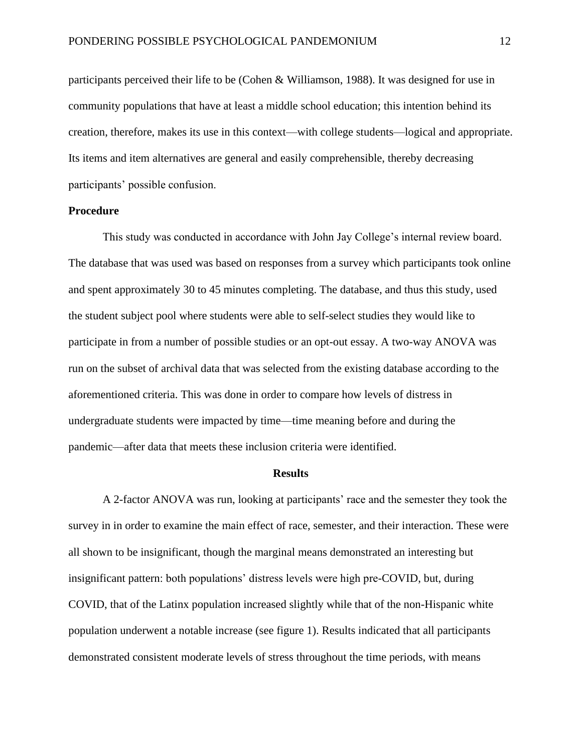participants perceived their life to be (Cohen & Williamson, 1988). It was designed for use in community populations that have at least a middle school education; this intention behind its creation, therefore, makes its use in this context—with college students—logical and appropriate. Its items and item alternatives are general and easily comprehensible, thereby decreasing participants' possible confusion.

### Procedure

This study was conducted in accordance with John Jay College's internal review board. The database that was used was based on responses from a survey which participants took online and spent approximately 30 to 45 minutes completing. The database, and thus this study, used the student subject pool where students were able to self-select studies they would like to participate in from a number of possible studies or an opt-out essay. A two-way ANOVA was run on the subset of archival data that was selected from the existing database according to the aforementioned criteria. This was done in order to compare how levels of distress in undergraduate students were impacted by time—time meaning before and during the pandemic—after data that meets these inclusion criteria were identified.

## Results

A 2-factor ANOVA was run, looking at participants' race and the semester they took the survey in in order to examine the main effect of race, semester, and their interaction. These were all shown to be insignificant, though the marginal means demonstrated an interesting but insignificant pattern: both populations' distress levels were high pre-COVID, but, during COVID, that of the Latinx population increased slightly while that of the non-Hispanic white population underwent a notable increase (see figure 1). Results indicated that all participants demonstrated consistent moderate levels of stress throughout the time periods, with means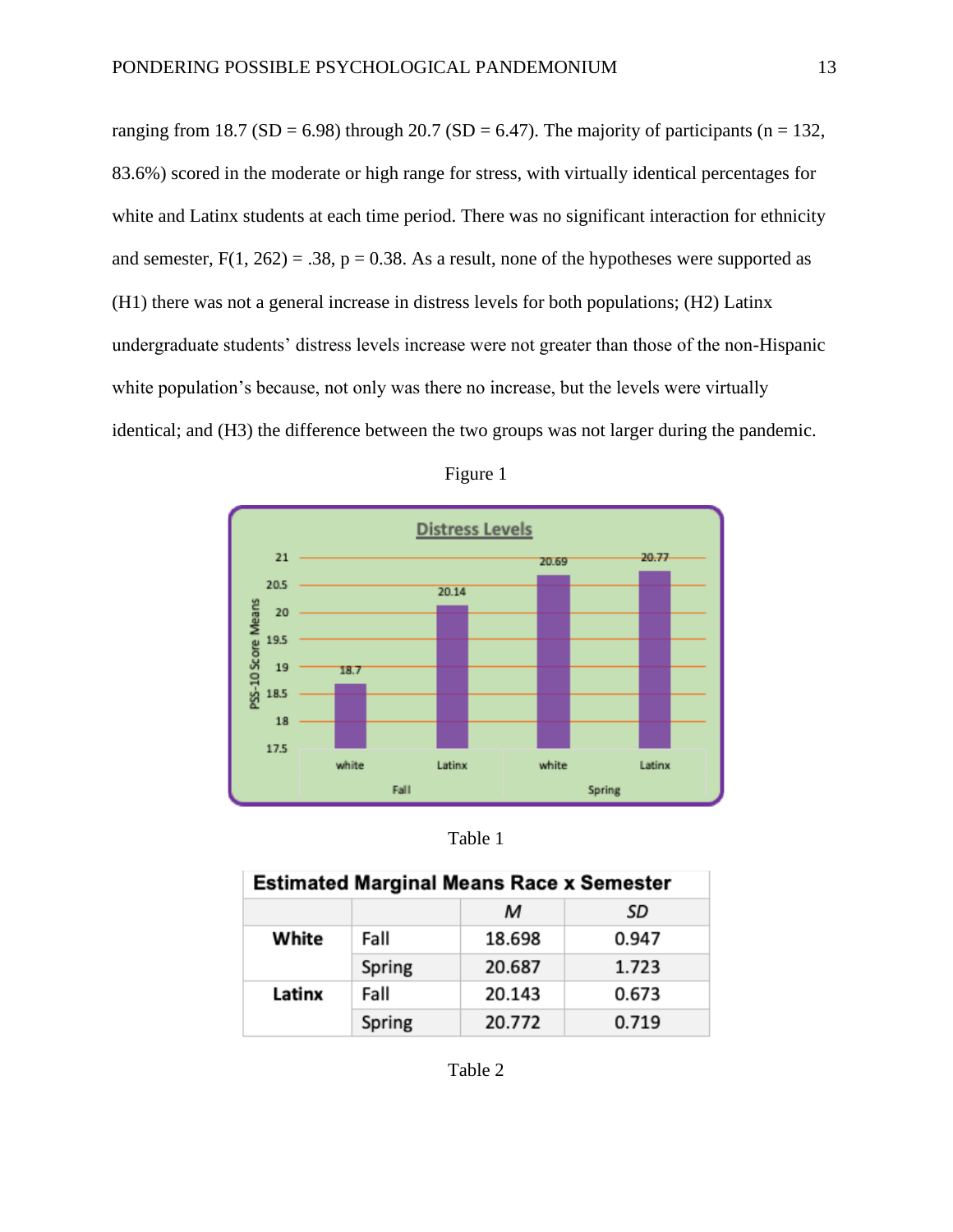ranging from 18.7 (SD = 6.98) through 20.7 (SD = 6.47). The majority of participants (n = 132, 83.6%) scored in the moderate or high range for stress, with virtually identical percentages for white and Latinx students at each time period. There was no significant interaction for ethnicity and semester, $F(1, 262) = .38$, $p = 0.38$. As a result, none of the hypotheses were supported as (H1) there was not a general increase in distress levels for both populations; (H2) Latinx undergraduate students' distress levels increase were not greater than those of the non-Hispanic white population's because, not only was there no increase, but the levels were virtually identical; and (H3) the difference between the two groups was not larger during the pandemic.

Figure 1

Table 1

| Estimated Marginal Means Race x Semester | | | |
|---|---|---|---|
| | | *M* | *SD* |
| **White** | Fall | 18.698 | 0.947 |
| | Spring | 20.687 | 1.723 |
| **Latinx** | Fall | 20.143 | 0.673 |
| | Spring | 20.772 | 0.719 |

Table 2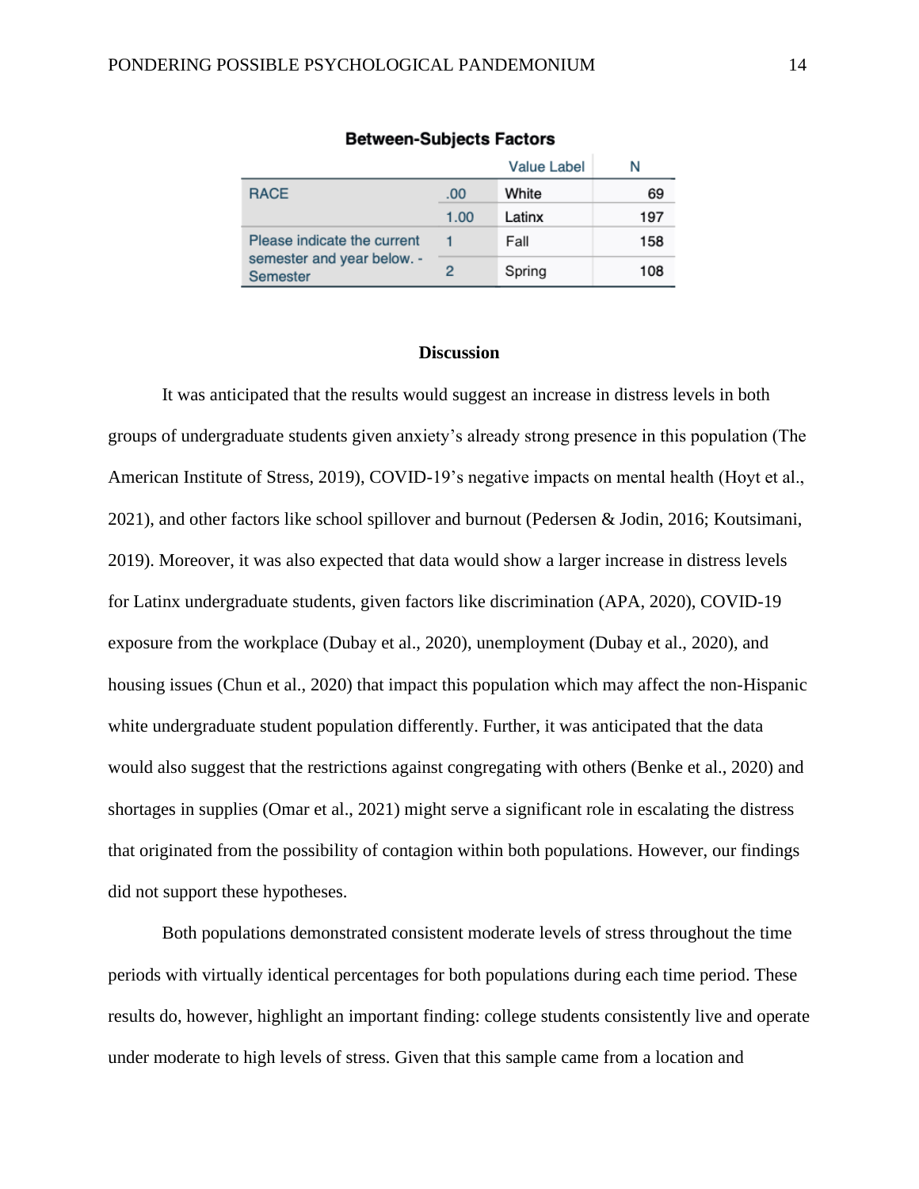**Between-Subjects Factors**

| | | Value Label | N |
|---|---|---|---|
| RACE | .00 | White | 69 |
| | 1.00 | Latinx | 197 |
| Please indicate the current semester and year below. - Semester | 1 | Fall | 158 |
| | 2 | Spring | 108 |

## Discussion

It was anticipated that the results would suggest an increase in distress levels in both groups of undergraduate students given anxiety's already strong presence in this population (The American Institute of Stress, 2019), COVID-19's negative impacts on mental health (Hoyt et al., 2021), and other factors like school spillover and burnout (Pedersen & Jodin, 2016; Koutsimani, 2019). Moreover, it was also expected that data would show a larger increase in distress levels for Latinx undergraduate students, given factors like discrimination (APA, 2020), COVID-19 exposure from the workplace (Dubay et al., 2020), unemployment (Dubay et al., 2020), and housing issues (Chun et al., 2020) that impact this population which may affect the non-Hispanic white undergraduate student population differently. Further, it was anticipated that the data would also suggest that the restrictions against congregating with others (Benke et al., 2020) and shortages in supplies (Omar et al., 2021) might serve a significant role in escalating the distress that originated from the possibility of contagion within both populations. However, our findings did not support these hypotheses.

Both populations demonstrated consistent moderate levels of stress throughout the time periods with virtually identical percentages for both populations during each time period. These results do, however, highlight an important finding: college students consistently live and operate under moderate to high levels of stress. Given that this sample came from a location and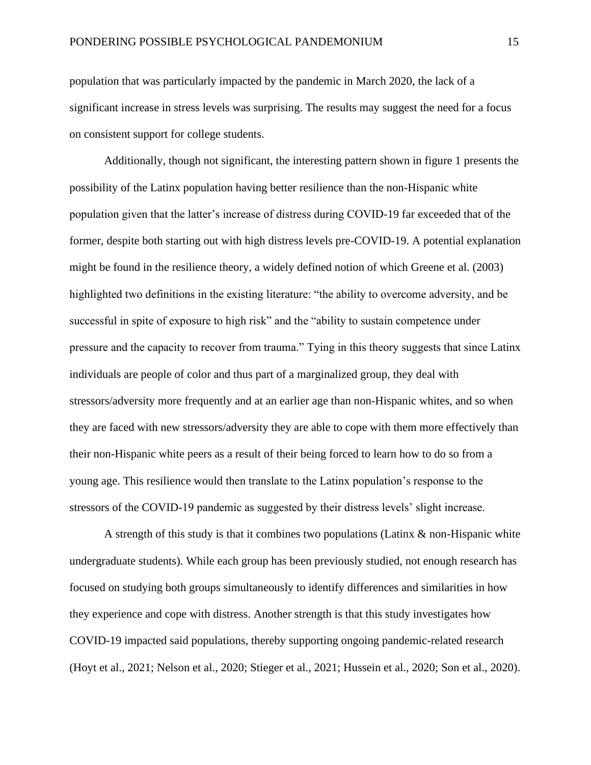population that was particularly impacted by the pandemic in March 2020, the lack of a significant increase in stress levels was surprising. The results may suggest the need for a focus on consistent support for college students.

Additionally, though not significant, the interesting pattern shown in figure 1 presents the possibility of the Latinx population having better resilience than the non-Hispanic white population given that the latter's increase of distress during COVID-19 far exceeded that of the former, despite both starting out with high distress levels pre-COVID-19. A potential explanation might be found in the resilience theory, a widely defined notion of which Greene et al. (2003) highlighted two definitions in the existing literature: "the ability to overcome adversity, and be successful in spite of exposure to high risk" and the "ability to sustain competence under pressure and the capacity to recover from trauma." Tying in this theory suggests that since Latinx individuals are people of color and thus part of a marginalized group, they deal with stressors/adversity more frequently and at an earlier age than non-Hispanic whites, and so when they are faced with new stressors/adversity they are able to cope with them more effectively than their non-Hispanic white peers as a result of their being forced to learn how to do so from a young age. This resilience would then translate to the Latinx population's response to the stressors of the COVID-19 pandemic as suggested by their distress levels' slight increase.

A strength of this study is that it combines two populations (Latinx & non-Hispanic white undergraduate students). While each group has been previously studied, not enough research has focused on studying both groups simultaneously to identify differences and similarities in how they experience and cope with distress. Another strength is that this study investigates how COVID-19 impacted said populations, thereby supporting ongoing pandemic-related research (Hoyt et al., 2021; Nelson et al., 2020; Stieger et al., 2021; Hussein et al., 2020; Son et al., 2020).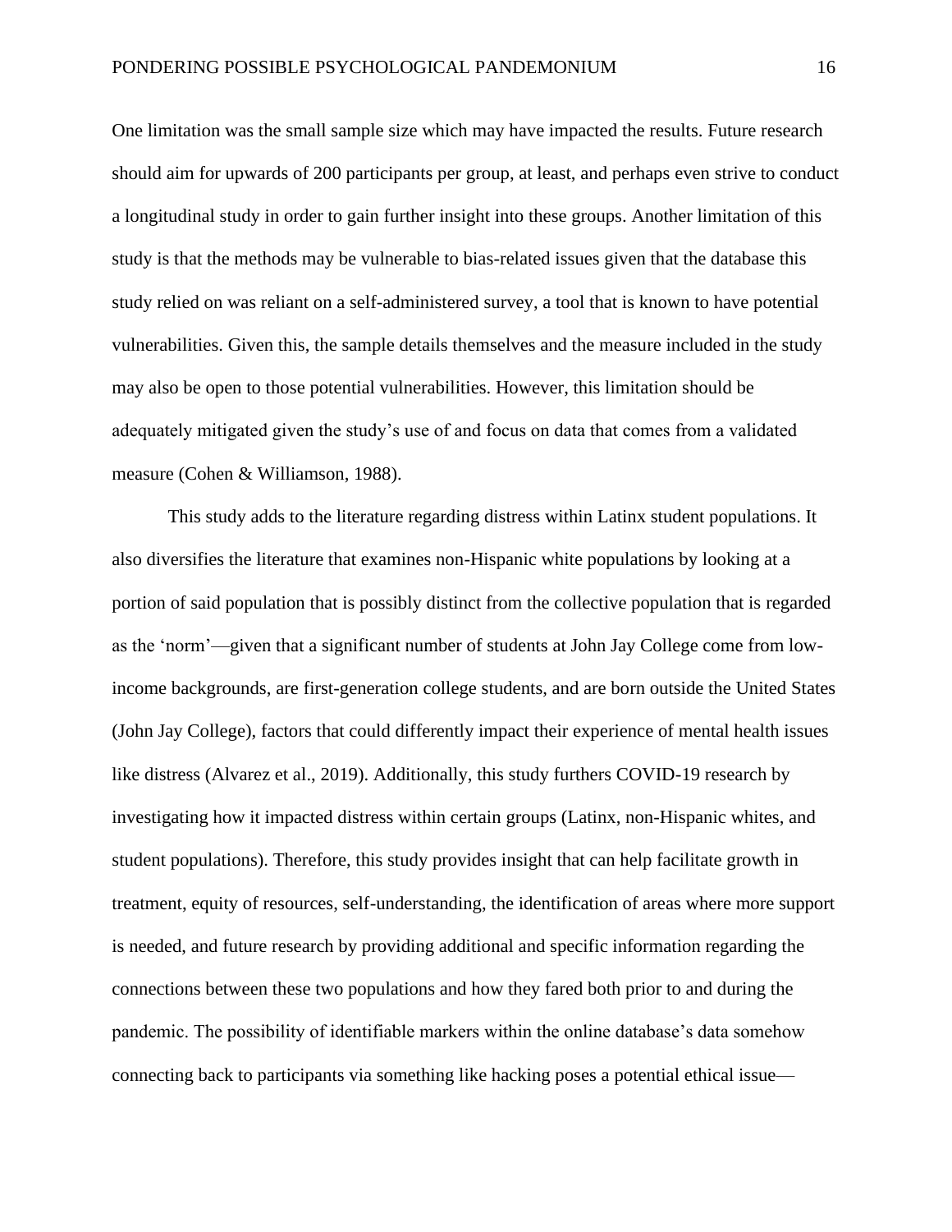One limitation was the small sample size which may have impacted the results. Future research should aim for upwards of 200 participants per group, at least, and perhaps even strive to conduct a longitudinal study in order to gain further insight into these groups. Another limitation of this study is that the methods may be vulnerable to bias-related issues given that the database this study relied on was reliant on a self-administered survey, a tool that is known to have potential vulnerabilities. Given this, the sample details themselves and the measure included in the study may also be open to those potential vulnerabilities. However, this limitation should be adequately mitigated given the study's use of and focus on data that comes from a validated measure (Cohen & Williamson, 1988).

This study adds to the literature regarding distress within Latinx student populations. It also diversifies the literature that examines non-Hispanic white populations by looking at a portion of said population that is possibly distinct from the collective population that is regarded as the 'norm'—given that a significant number of students at John Jay College come from low-income backgrounds, are first-generation college students, and are born outside the United States (John Jay College), factors that could differently impact their experience of mental health issues like distress (Alvarez et al., 2019). Additionally, this study furthers COVID-19 research by investigating how it impacted distress within certain groups (Latinx, non-Hispanic whites, and student populations). Therefore, this study provides insight that can help facilitate growth in treatment, equity of resources, self-understanding, the identification of areas where more support is needed, and future research by providing additional and specific information regarding the connections between these two populations and how they fared both prior to and during the pandemic. The possibility of identifiable markers within the online database's data somehow connecting back to participants via something like hacking poses a potential ethical issue—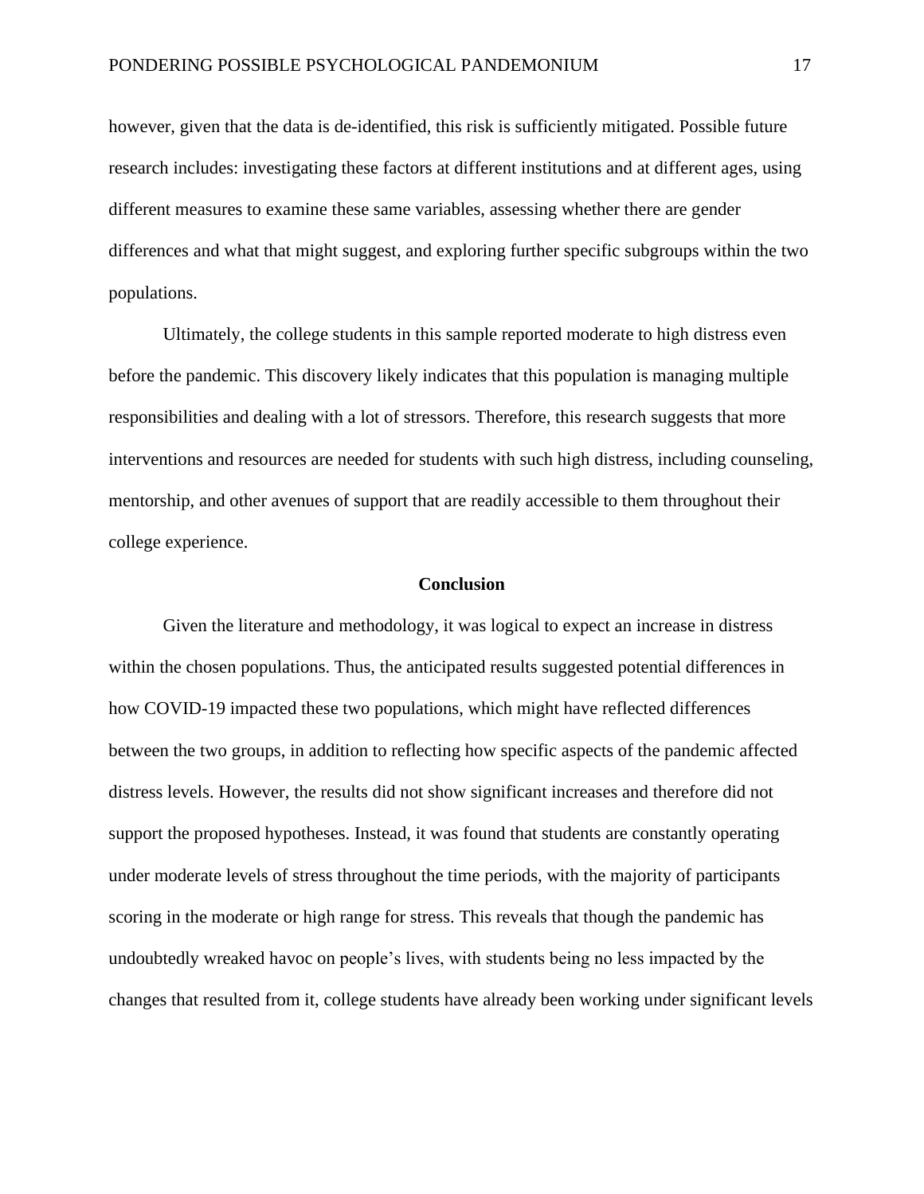however, given that the data is de-identified, this risk is sufficiently mitigated. Possible future research includes: investigating these factors at different institutions and at different ages, using different measures to examine these same variables, assessing whether there are gender differences and what that might suggest, and exploring further specific subgroups within the two populations.

Ultimately, the college students in this sample reported moderate to high distress even before the pandemic. This discovery likely indicates that this population is managing multiple responsibilities and dealing with a lot of stressors. Therefore, this research suggests that more interventions and resources are needed for students with such high distress, including counseling, mentorship, and other avenues of support that are readily accessible to them throughout their college experience.

## Conclusion

Given the literature and methodology, it was logical to expect an increase in distress within the chosen populations. Thus, the anticipated results suggested potential differences in how COVID-19 impacted these two populations, which might have reflected differences between the two groups, in addition to reflecting how specific aspects of the pandemic affected distress levels. However, the results did not show significant increases and therefore did not support the proposed hypotheses. Instead, it was found that students are constantly operating under moderate levels of stress throughout the time periods, with the majority of participants scoring in the moderate or high range for stress. This reveals that though the pandemic has undoubtedly wreaked havoc on people's lives, with students being no less impacted by the changes that resulted from it, college students have already been working under significant levels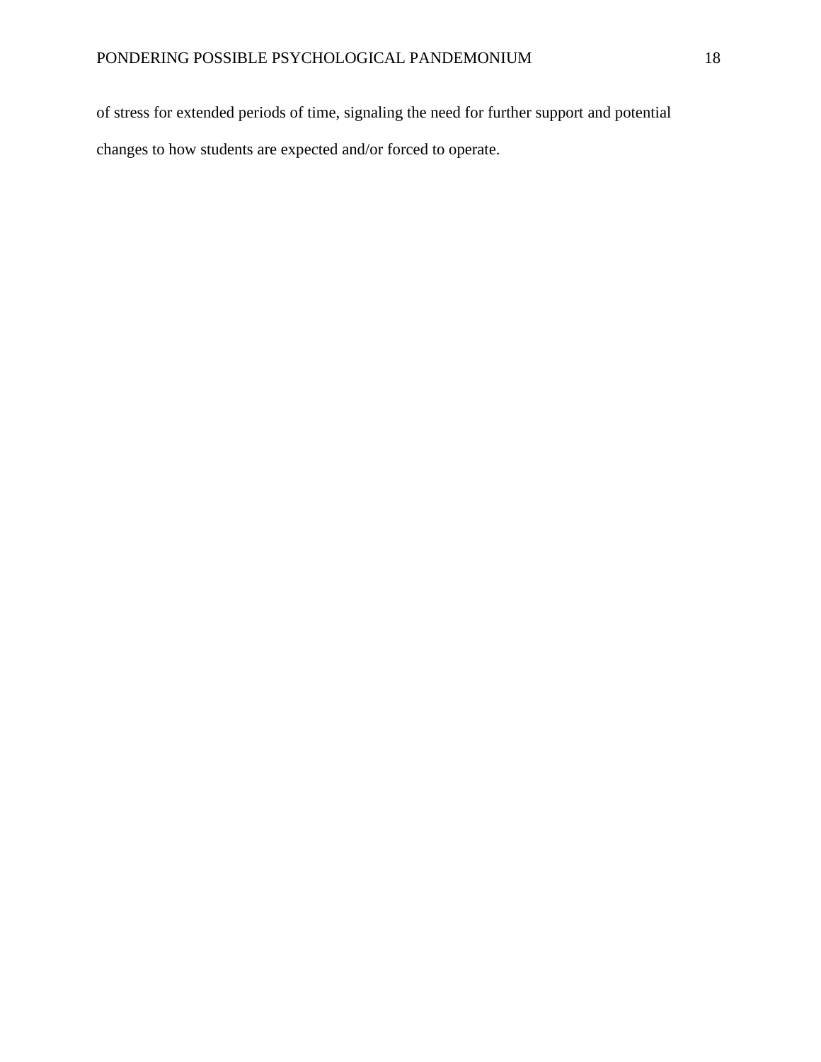of stress for extended periods of time, signaling the need for further support and potential changes to how students are expected and/or forced to operate.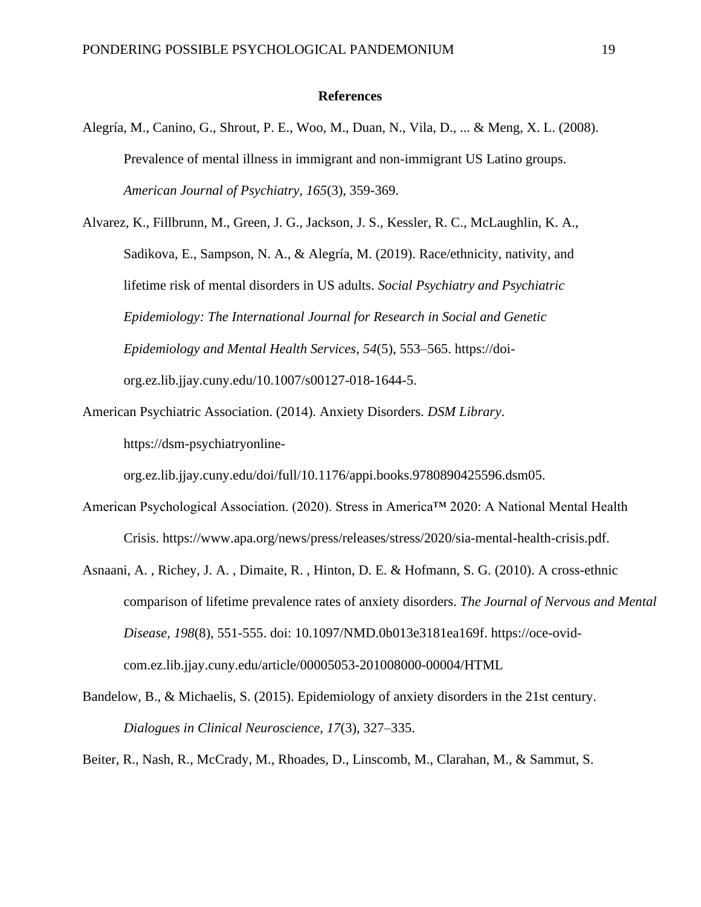# References

Alegría, M., Canino, G., Shrout, P. E., Woo, M., Duan, N., Vila, D., ... & Meng, X. L. (2008). Prevalence of mental illness in immigrant and non-immigrant US Latino groups. *American Journal of Psychiatry, 165*(3), 359-369.

Alvarez, K., Fillbrunn, M., Green, J. G., Jackson, J. S., Kessler, R. C., McLaughlin, K. A., Sadikova, E., Sampson, N. A., & Alegría, M. (2019). Race/ethnicity, nativity, and lifetime risk of mental disorders in US adults. *Social Psychiatry and Psychiatric Epidemiology: The International Journal for Research in Social and Genetic Epidemiology and Mental Health Services*, *54*(5), 553–565. https://doi-org.ez.lib.jjay.cuny.edu/10.1007/s00127-018-1644-5.

American Psychiatric Association. (2014). Anxiety Disorders. *DSM Library*. https://dsm-psychiatryonline-org.ez.lib.jjay.cuny.edu/doi/full/10.1176/appi.books.9780890425596.dsm05.

American Psychological Association. (2020). Stress in America™ 2020: A National Mental Health Crisis. https://www.apa.org/news/press/releases/stress/2020/sia-mental-health-crisis.pdf.

Asnaani, A. , Richey, J. A. , Dimaite, R. , Hinton, D. E. & Hofmann, S. G. (2010). A cross-ethnic comparison of lifetime prevalence rates of anxiety disorders. *The Journal of Nervous and Mental Disease*, *198*(8), 551-555. doi: 10.1097/NMD.0b013e3181ea169f. https://oce-ovid-com.ez.lib.jjay.cuny.edu/article/00005053-201008000-00004/HTML

Bandelow, B., & Michaelis, S. (2015). Epidemiology of anxiety disorders in the 21st century. *Dialogues in Clinical Neuroscience*, *17*(3), 327–335.

Beiter, R., Nash, R., McCrady, M., Rhoades, D., Linscomb, M., Clarahan, M., & Sammut, S.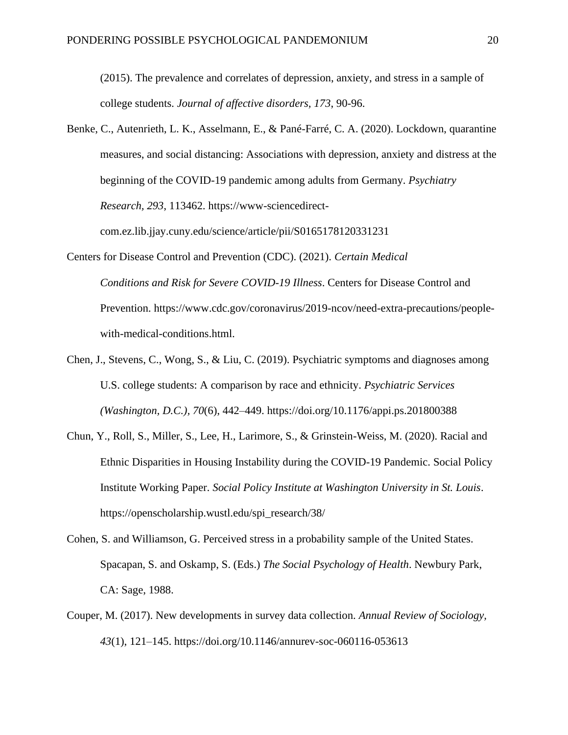(2015). The prevalence and correlates of depression, anxiety, and stress in a sample of college students. *Journal of affective disorders, 173*, 90-96.

Benke, C., Autenrieth, L. K., Asselmann, E., & Pané-Farré, C. A. (2020). Lockdown, quarantine measures, and social distancing: Associations with depression, anxiety and distress at the beginning of the COVID-19 pandemic among adults from Germany. *Psychiatry Research, 293*, 113462. https://www-sciencedirect-com.ez.lib.jjay.cuny.edu/science/article/pii/S0165178120331231

Centers for Disease Control and Prevention (CDC). (2021). *Certain Medical Conditions and Risk for Severe COVID-19 Illness*. Centers for Disease Control and Prevention. https://www.cdc.gov/coronavirus/2019-ncov/need-extra-precautions/people-with-medical-conditions.html.

Chen, J., Stevens, C., Wong, S., & Liu, C. (2019). Psychiatric symptoms and diagnoses among U.S. college students: A comparison by race and ethnicity. *Psychiatric Services (Washington, D.C.), 70*(6), 442–449. https://doi.org/10.1176/appi.ps.201800388

Chun, Y., Roll, S., Miller, S., Lee, H., Larimore, S., & Grinstein-Weiss, M. (2020). Racial and Ethnic Disparities in Housing Instability during the COVID-19 Pandemic. Social Policy Institute Working Paper. *Social Policy Institute at Washington University in St. Louis*. https://openscholarship.wustl.edu/spi_research/38/

Cohen, S. and Williamson, G. Perceived stress in a probability sample of the United States. Spacapan, S. and Oskamp, S. (Eds.) *The Social Psychology of Health*. Newbury Park, CA: Sage, 1988.

Couper, M. (2017). New developments in survey data collection. *Annual Review of Sociology, 43*(1), 121–145. https://doi.org/10.1146/annurev-soc-060116-053613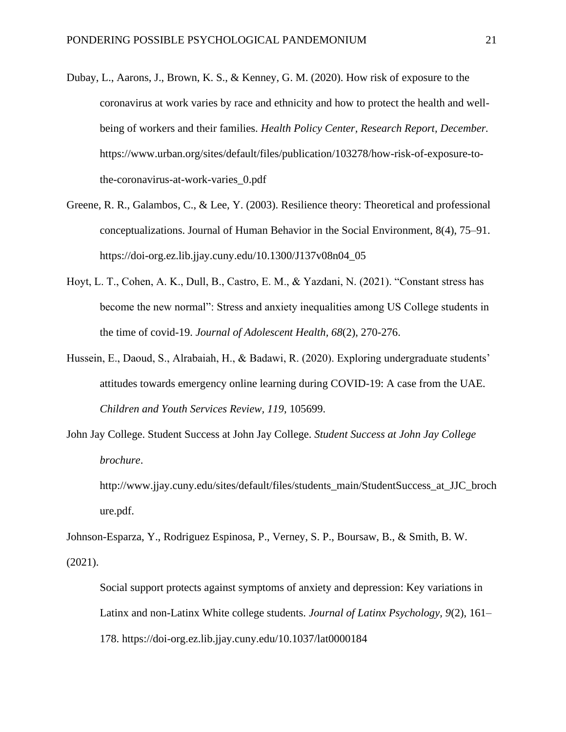Dubay, L., Aarons, J., Brown, K. S., & Kenney, G. M. (2020). How risk of exposure to the coronavirus at work varies by race and ethnicity and how to protect the health and well-being of workers and their families. *Health Policy Center, Research Report, December.* https://www.urban.org/sites/default/files/publication/103278/how-risk-of-exposure-to-the-coronavirus-at-work-varies_0.pdf

Greene, R. R., Galambos, C., & Lee, Y. (2003). Resilience theory: Theoretical and professional conceptualizations. Journal of Human Behavior in the Social Environment, 8(4), 75–91. https://doi-org.ez.lib.jjay.cuny.edu/10.1300/J137v08n04_05

Hoyt, L. T., Cohen, A. K., Dull, B., Castro, E. M., & Yazdani, N. (2021). "Constant stress has become the new normal": Stress and anxiety inequalities among US College students in the time of covid-19. *Journal of Adolescent Health*, *68*(2), 270-276.

Hussein, E., Daoud, S., Alrabaiah, H., & Badawi, R. (2020). Exploring undergraduate students' attitudes towards emergency online learning during COVID-19: A case from the UAE. *Children and Youth Services Review, 119*, 105699.

John Jay College. Student Success at John Jay College. *Student Success at John Jay College brochure*. http://www.jjay.cuny.edu/sites/default/files/students_main/StudentSuccess_at_JJC_brochure.pdf.

Johnson-Esparza, Y., Rodriguez Espinosa, P., Verney, S. P., Boursaw, B., & Smith, B. W. (2021). Social support protects against symptoms of anxiety and depression: Key variations in Latinx and non-Latinx White college students. *Journal of Latinx Psychology, 9*(2), 161–178. https://doi-org.ez.lib.jjay.cuny.edu/10.1037/lat0000184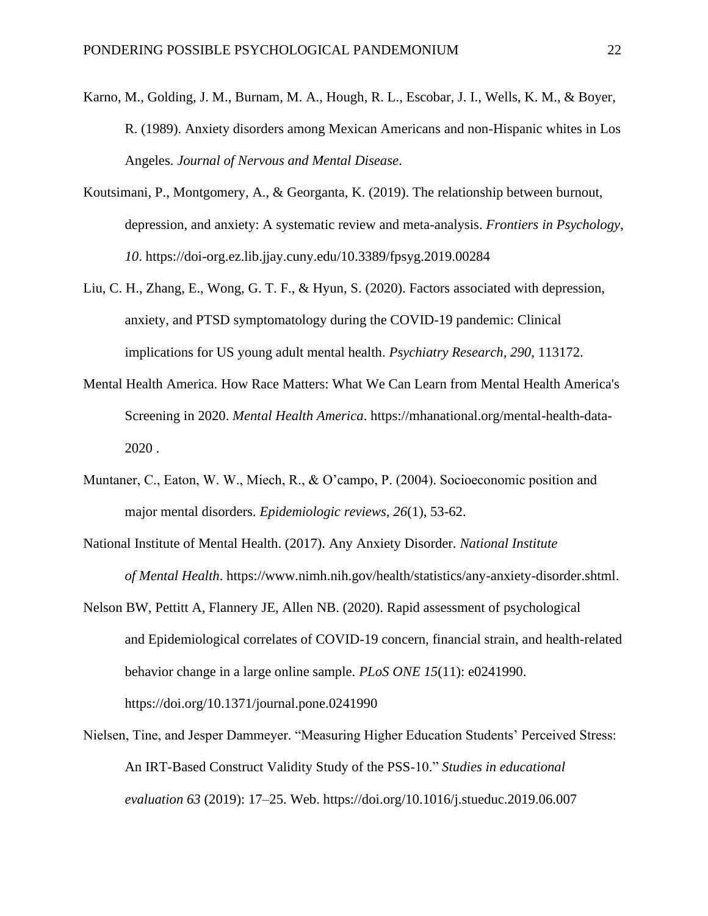Karno, M., Golding, J. M., Burnam, M. A., Hough, R. L., Escobar, J. I., Wells, K. M., & Boyer, R. (1989). Anxiety disorders among Mexican Americans and non-Hispanic whites in Los Angeles. *Journal of Nervous and Mental Disease*.

Koutsimani, P., Montgomery, A., & Georganta, K. (2019). The relationship between burnout, depression, and anxiety: A systematic review and meta-analysis. *Frontiers in Psychology, 10*. https://doi-org.ez.lib.jjay.cuny.edu/10.3389/fpsyg.2019.00284

Liu, C. H., Zhang, E., Wong, G. T. F., & Hyun, S. (2020). Factors associated with depression, anxiety, and PTSD symptomatology during the COVID-19 pandemic: Clinical implications for US young adult mental health. *Psychiatry Research, 290*, 113172.

Mental Health America. How Race Matters: What We Can Learn from Mental Health America's Screening in 2020. *Mental Health America*. https://mhanational.org/mental-health-data-2020 .

Muntaner, C., Eaton, W. W., Miech, R., & O'campo, P. (2004). Socioeconomic position and major mental disorders. *Epidemiologic reviews, 26*(1), 53-62.

National Institute of Mental Health. (2017). Any Anxiety Disorder. *National Institute of Mental Health*. https://www.nimh.nih.gov/health/statistics/any-anxiety-disorder.shtml.

Nelson BW, Pettitt A, Flannery JE, Allen NB. (2020). Rapid assessment of psychological and Epidemiological correlates of COVID-19 concern, financial strain, and health-related behavior change in a large online sample. *PLoS ONE 15*(11): e0241990. https://doi.org/10.1371/journal.pone.0241990

Nielsen, Tine, and Jesper Dammeyer. "Measuring Higher Education Students' Perceived Stress: An IRT-Based Construct Validity Study of the PSS-10." *Studies in educational evaluation 63* (2019): 17–25. Web. https://doi.org/10.1016/j.stueduc.2019.06.007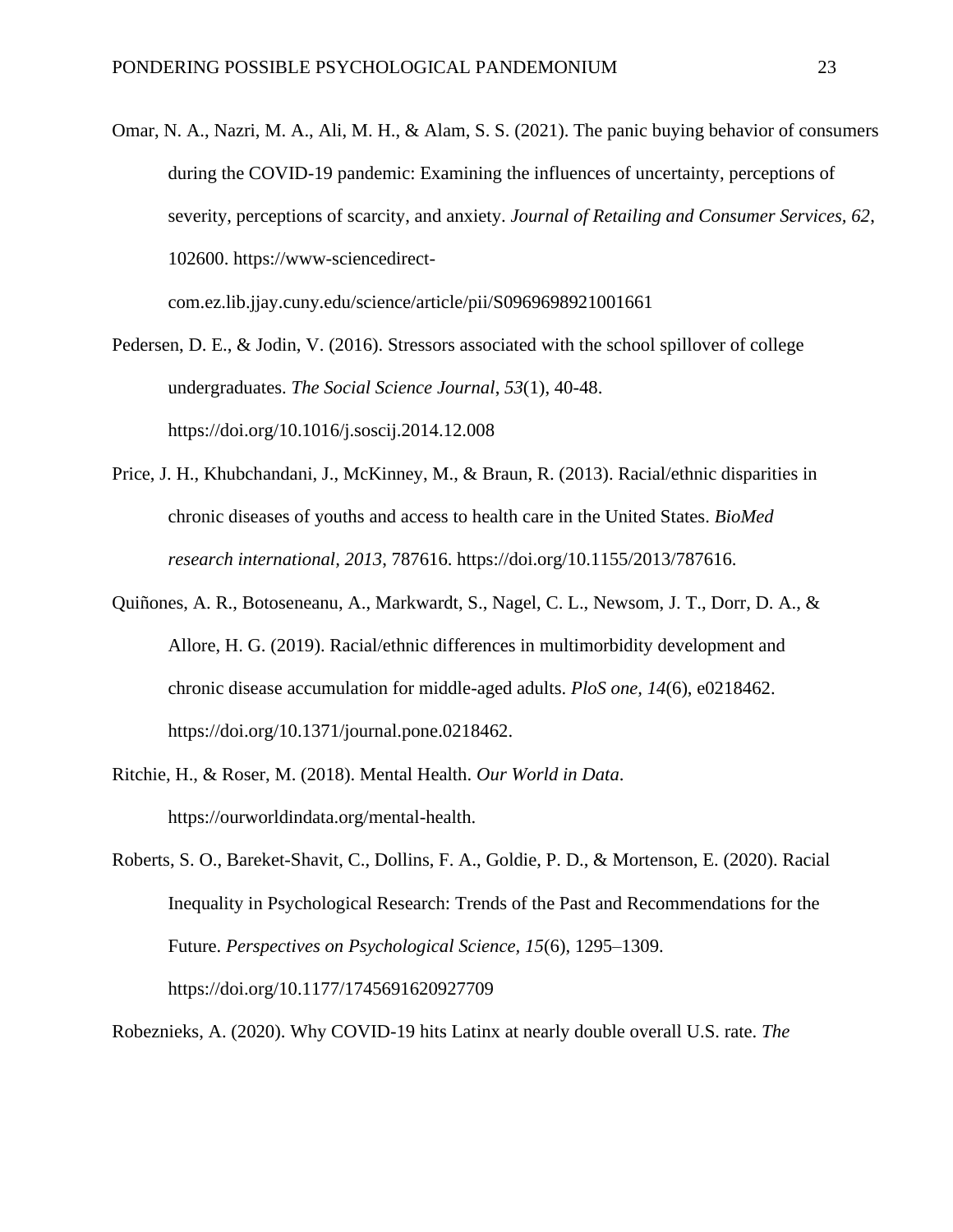Omar, N. A., Nazri, M. A., Ali, M. H., & Alam, S. S. (2021). The panic buying behavior of consumers during the COVID-19 pandemic: Examining the influences of uncertainty, perceptions of severity, perceptions of scarcity, and anxiety. *Journal of Retailing and Consumer Services*, *62*, 102600. https://www-sciencedirect-com.ez.lib.jjay.cuny.edu/science/article/pii/S0969698921001661

Pedersen, D. E., & Jodin, V. (2016). Stressors associated with the school spillover of college undergraduates. *The Social Science Journal*, *53*(1), 40-48. https://doi.org/10.1016/j.soscij.2014.12.008

Price, J. H., Khubchandani, J., McKinney, M., & Braun, R. (2013). Racial/ethnic disparities in chronic diseases of youths and access to health care in the United States. *BioMed research international, 2013*, 787616. https://doi.org/10.1155/2013/787616.

Quiñones, A. R., Botoseneanu, A., Markwardt, S., Nagel, C. L., Newsom, J. T., Dorr, D. A., & Allore, H. G. (2019). Racial/ethnic differences in multimorbidity development and chronic disease accumulation for middle-aged adults. *PloS one, 14*(6), e0218462. https://doi.org/10.1371/journal.pone.0218462.

Ritchie, H., & Roser, M. (2018). Mental Health. *Our World in Data*. https://ourworldindata.org/mental-health.

Roberts, S. O., Bareket-Shavit, C., Dollins, F. A., Goldie, P. D., & Mortenson, E. (2020). Racial Inequality in Psychological Research: Trends of the Past and Recommendations for the Future. *Perspectives on Psychological Science, 15*(6), 1295–1309. https://doi.org/10.1177/1745691620927709

Robeznieks, A. (2020). Why COVID-19 hits Latinx at nearly double overall U.S. rate. *The*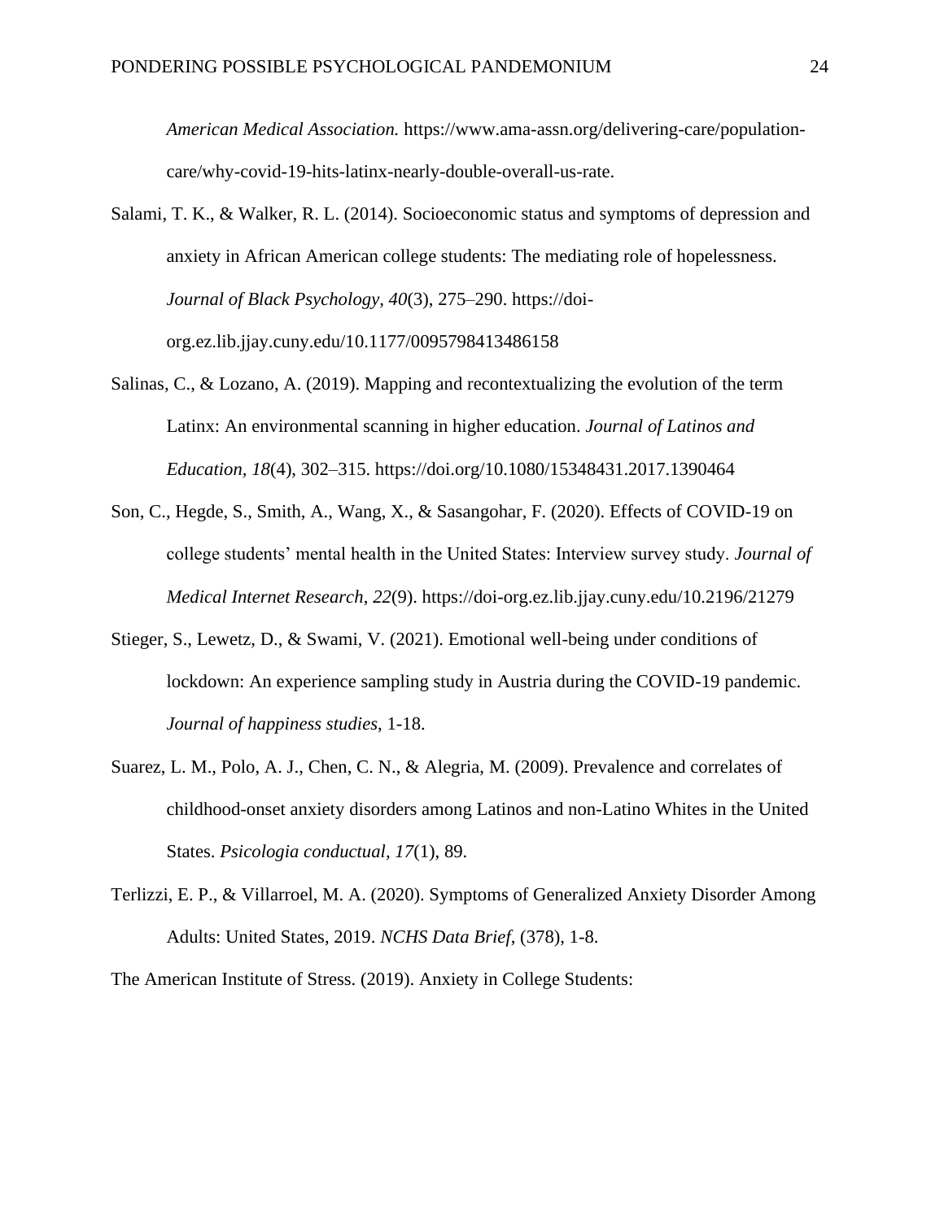*American Medical Association.* https://www.ama-assn.org/delivering-care/population-care/why-covid-19-hits-latinx-nearly-double-overall-us-rate.

Salami, T. K., & Walker, R. L. (2014). Socioeconomic status and symptoms of depression and anxiety in African American college students: The mediating role of hopelessness. *Journal of Black Psychology, 40*(3), 275–290. https://doi-org.ez.lib.jjay.cuny.edu/10.1177/0095798413486158

Salinas, C., & Lozano, A. (2019). Mapping and recontextualizing the evolution of the term Latinx: An environmental scanning in higher education. *Journal of Latinos and Education, 18*(4), 302–315. https://doi.org/10.1080/15348431.2017.1390464

Son, C., Hegde, S., Smith, A., Wang, X., & Sasangohar, F. (2020). Effects of COVID-19 on college students' mental health in the United States: Interview survey study. *Journal of Medical Internet Research, 22*(9). https://doi-org.ez.lib.jjay.cuny.edu/10.2196/21279

Stieger, S., Lewetz, D., & Swami, V. (2021). Emotional well-being under conditions of lockdown: An experience sampling study in Austria during the COVID-19 pandemic. *Journal of happiness studies*, 1-18.

Suarez, L. M., Polo, A. J., Chen, C. N., & Alegria, M. (2009). Prevalence and correlates of childhood-onset anxiety disorders among Latinos and non-Latino Whites in the United States. *Psicologia conductual, 17*(1), 89.

Terlizzi, E. P., & Villarroel, M. A. (2020). Symptoms of Generalized Anxiety Disorder Among Adults: United States, 2019. *NCHS Data Brief*, (378), 1-8.

The American Institute of Stress. (2019). Anxiety in College Students: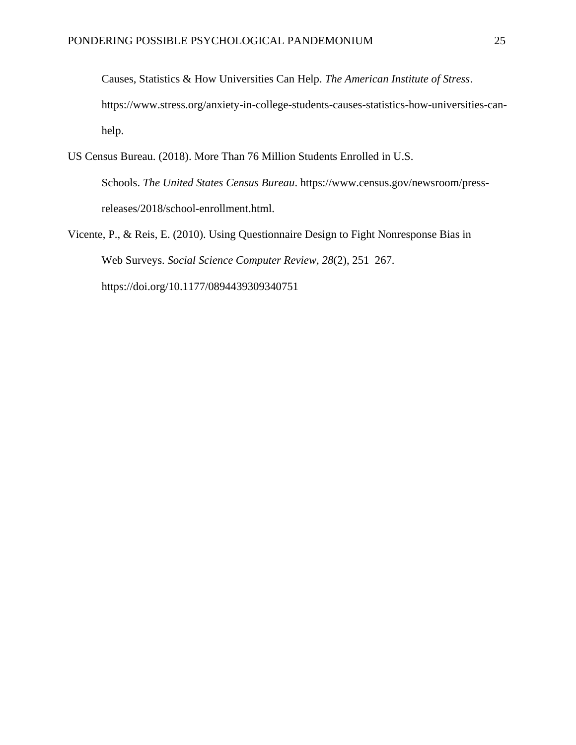Causes, Statistics & How Universities Can Help. *The American Institute of Stress*. https://www.stress.org/anxiety-in-college-students-causes-statistics-how-universities-can-help.

US Census Bureau. (2018). More Than 76 Million Students Enrolled in U.S. Schools. *The United States Census Bureau*. https://www.census.gov/newsroom/press-releases/2018/school-enrollment.html.

Vicente, P., & Reis, E. (2010). Using Questionnaire Design to Fight Nonresponse Bias in Web Surveys. *Social Science Computer Review, 28*(2), 251–267. https://doi.org/10.1177/0894439309340751